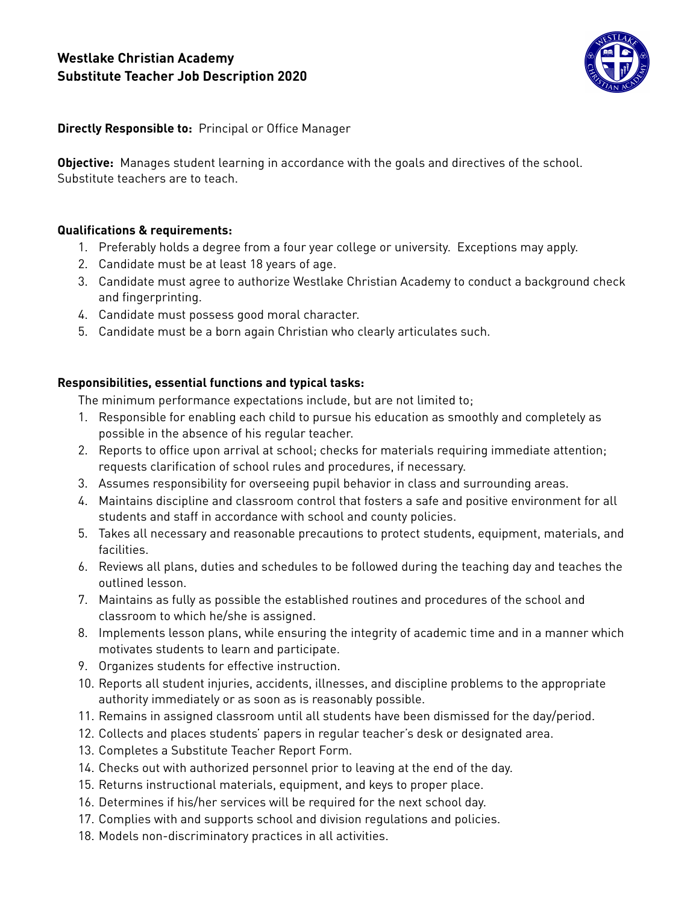# Westlake Christian Academy
# Substitute Teacher Job Description 2020

**Directly Responsible to:** Principal or Office Manager

**Objective:** Manages student learning in accordance with the goals and directives of the school. Substitute teachers are to teach.

**Qualifications & requirements:**

1. Preferably holds a degree from a four year college or university. Exceptions may apply.
2. Candidate must be at least 18 years of age.
3. Candidate must agree to authorize Westlake Christian Academy to conduct a background check and fingerprinting.
4. Candidate must possess good moral character.
5. Candidate must be a born again Christian who clearly articulates such.

**Responsibilities, essential functions and typical tasks:**

The minimum performance expectations include, but are not limited to;

1. Responsible for enabling each child to pursue his education as smoothly and completely as possible in the absence of his regular teacher.
2. Reports to office upon arrival at school; checks for materials requiring immediate attention; requests clarification of school rules and procedures, if necessary.
3. Assumes responsibility for overseeing pupil behavior in class and surrounding areas.
4. Maintains discipline and classroom control that fosters a safe and positive environment for all students and staff in accordance with school and county policies.
5. Takes all necessary and reasonable precautions to protect students, equipment, materials, and facilities.
6. Reviews all plans, duties and schedules to be followed during the teaching day and teaches the outlined lesson.
7. Maintains as fully as possible the established routines and procedures of the school and classroom to which he/she is assigned.
8. Implements lesson plans, while ensuring the integrity of academic time and in a manner which motivates students to learn and participate.
9. Organizes students for effective instruction.
10. Reports all student injuries, accidents, illnesses, and discipline problems to the appropriate authority immediately or as soon as is reasonably possible.
11. Remains in assigned classroom until all students have been dismissed for the day/period.
12. Collects and places students' papers in regular teacher's desk or designated area.
13. Completes a Substitute Teacher Report Form.
14. Checks out with authorized personnel prior to leaving at the end of the day.
15. Returns instructional materials, equipment, and keys to proper place.
16. Determines if his/her services will be required for the next school day.
17. Complies with and supports school and division regulations and policies.
18. Models non-discriminatory practices in all activities.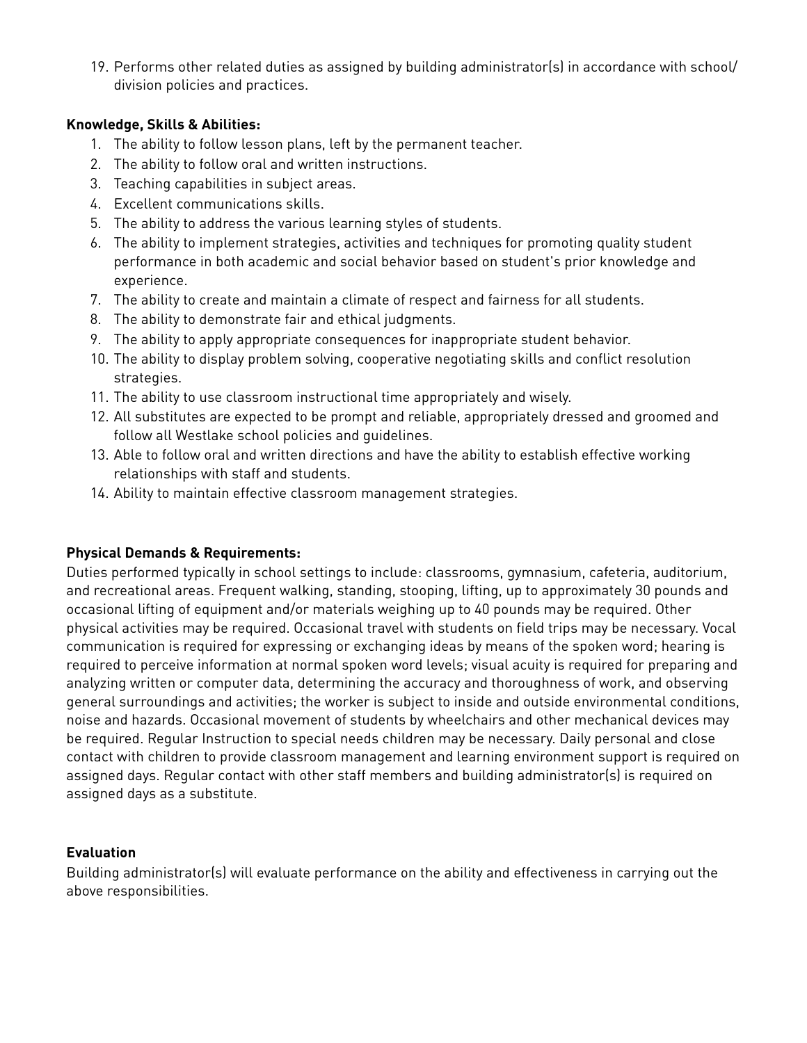19. Performs other related duties as assigned by building administrator(s) in accordance with school/ division policies and practices.

**Knowledge, Skills & Abilities:**

1. The ability to follow lesson plans, left by the permanent teacher.
2. The ability to follow oral and written instructions.
3. Teaching capabilities in subject areas.
4. Excellent communications skills.
5. The ability to address the various learning styles of students.
6. The ability to implement strategies, activities and techniques for promoting quality student performance in both academic and social behavior based on student's prior knowledge and experience.
7. The ability to create and maintain a climate of respect and fairness for all students.
8. The ability to demonstrate fair and ethical judgments.
9. The ability to apply appropriate consequences for inappropriate student behavior.
10. The ability to display problem solving, cooperative negotiating skills and conflict resolution strategies.
11. The ability to use classroom instructional time appropriately and wisely.
12. All substitutes are expected to be prompt and reliable, appropriately dressed and groomed and follow all Westlake school policies and guidelines.
13. Able to follow oral and written directions and have the ability to establish effective working relationships with staff and students.
14. Ability to maintain effective classroom management strategies.

**Physical Demands & Requirements:**

Duties performed typically in school settings to include: classrooms, gymnasium, cafeteria, auditorium, and recreational areas. Frequent walking, standing, stooping, lifting, up to approximately 30 pounds and occasional lifting of equipment and/or materials weighing up to 40 pounds may be required. Other physical activities may be required. Occasional travel with students on field trips may be necessary. Vocal communication is required for expressing or exchanging ideas by means of the spoken word; hearing is required to perceive information at normal spoken word levels; visual acuity is required for preparing and analyzing written or computer data, determining the accuracy and thoroughness of work, and observing general surroundings and activities; the worker is subject to inside and outside environmental conditions, noise and hazards. Occasional movement of students by wheelchairs and other mechanical devices may be required. Regular Instruction to special needs children may be necessary. Daily personal and close contact with children to provide classroom management and learning environment support is required on assigned days. Regular contact with other staff members and building administrator(s) is required on assigned days as a substitute.

**Evaluation**

Building administrator(s) will evaluate performance on the ability and effectiveness in carrying out the above responsibilities.